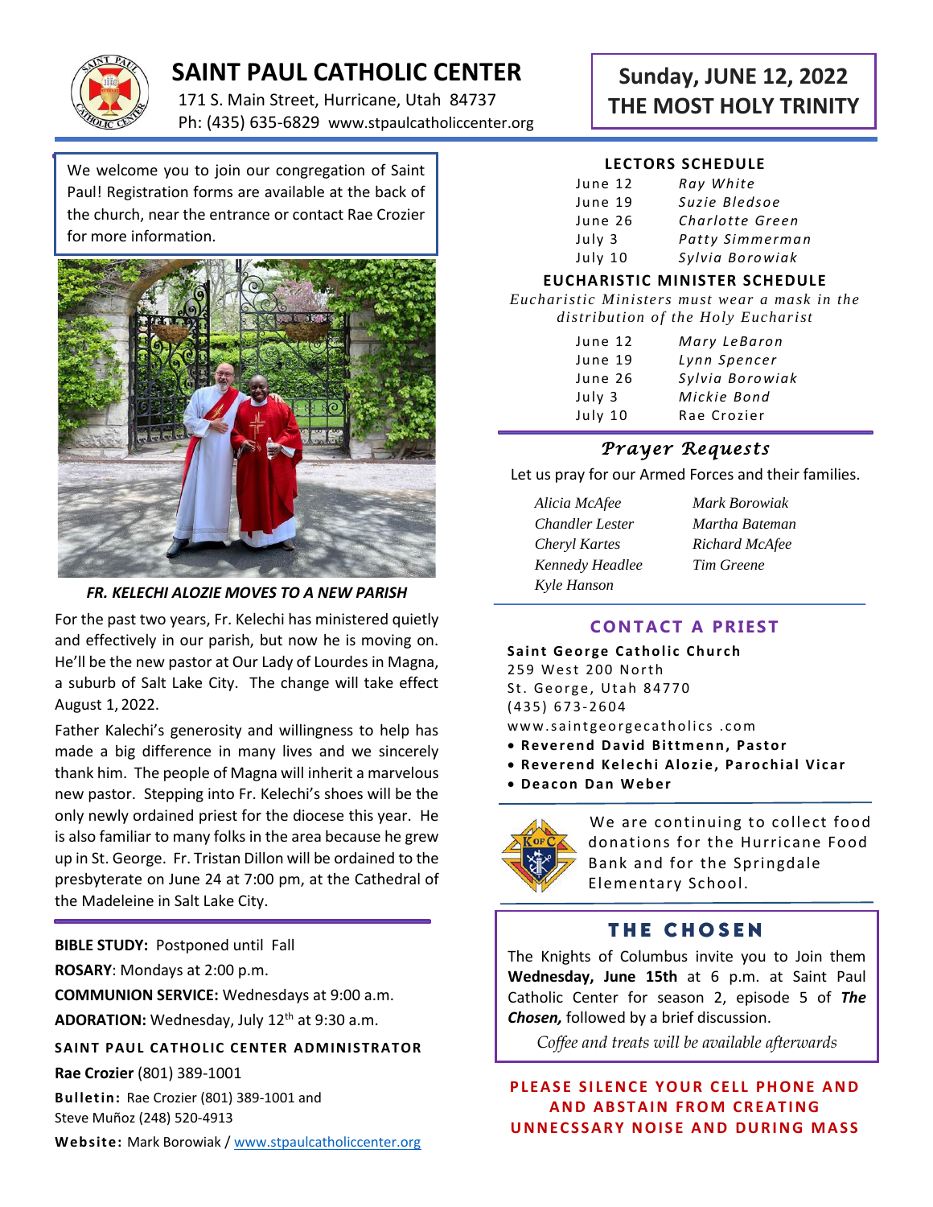# SAINT PAUL CATHOLIC CENTER

171 S. Main Street, Hurricane, Utah 84737
Ph: (435) 635-6829 www.stpaulcatholiccenter.org

## Sunday, JUNE 12, 2022
## THE MOST HOLY TRINITY

We welcome you to join our congregation of Saint Paul! Registration forms are available at the back of the church, near the entrance or contact Rae Crozier for more information.

***FR. KELECHI ALOZIE MOVES TO A NEW PARISH***

For the past two years, Fr. Kelechi has ministered quietly and effectively in our parish, but now he is moving on. He'll be the new pastor at Our Lady of Lourdes in Magna, a suburb of Salt Lake City. The change will take effect August 1, 2022.

Father Kalechi's generosity and willingness to help has made a big difference in many lives and we sincerely thank him. The people of Magna will inherit a marvelous new pastor. Stepping into Fr. Kelechi's shoes will be the only newly ordained priest for the diocese this year. He is also familiar to many folks in the area because he grew up in St. George. Fr. Tristan Dillon will be ordained to the presbyterate on June 24 at 7:00 pm, at the Cathedral of the Madeleine in Salt Lake City.

**BIBLE STUDY:** Postponed until Fall

**ROSARY**: Mondays at 2:00 p.m.

**COMMUNION SERVICE:** Wednesdays at 9:00 a.m.

**ADORATION:** Wednesday, July 12th at 9:30 a.m.

**SAINT PAUL CATHOLIC CENTER ADMINISTRATOR**

**Rae Crozier** (801) 389-1001

**Bulletin:** Rae Crozier (801) 389-1001 and Steve Muñoz (248) 520-4913

**Website:** Mark Borowiak / www.stpaulcatholiccenter.org

### LECTORS SCHEDULE

| | |
|---|---|
| June 12 | *Ray White* |
| June 19 | *Suzie Bledsoe* |
| June 26 | *Charlotte Green* |
| July 3 | *Patty Simmerman* |
| July 10 | *Sylvia Borowiak* |

### EUCHARISTIC MINISTER SCHEDULE

*Eucharistic Ministers must wear a mask in the distribution of the Holy Eucharist*

| | |
|---|---|
| June 12 | *Mary LeBaron* |
| June 19 | *Lynn Spencer* |
| June 26 | *Sylvia Borowiak* |
| July 3 | *Mickie Bond* |
| July 10 | Rae Crozier |

### *Prayer Requests*

Let us pray for our Armed Forces and their families.

*Alicia McAfee*
*Chandler Lester*
*Cheryl Kartes*
*Kennedy Headlee*
*Kyle Hanson*
*Mark Borowiak*
*Martha Bateman*
*Richard McAfee*
*Tim Greene*

### CONTACT A PRIEST

**Saint George Catholic Church**
259 West 200 North
St. George, Utah 84770
(435) 673-2604
www.saintgeorgecatholics .com

- **Reverend David Bittmenn, Pastor**
- **Reverend Kelechi Alozie, Parochial Vicar**
- **Deacon Dan Weber**

We are continuing to collect food donations for the Hurricane Food Bank and for the Springdale Elementary School.

### THE CHOSEN

The Knights of Columbus invite you to Join them **Wednesday, June 15th** at 6 p.m. at Saint Paul Catholic Center for season 2, episode 5 of ***The Chosen,*** followed by a brief discussion.

*Coffee and treats will be available afterwards*

**PLEASE SILENCE YOUR CELL PHONE AND AND ABSTAIN FROM CREATING UNNECSSARY NOISE AND DURING MASS**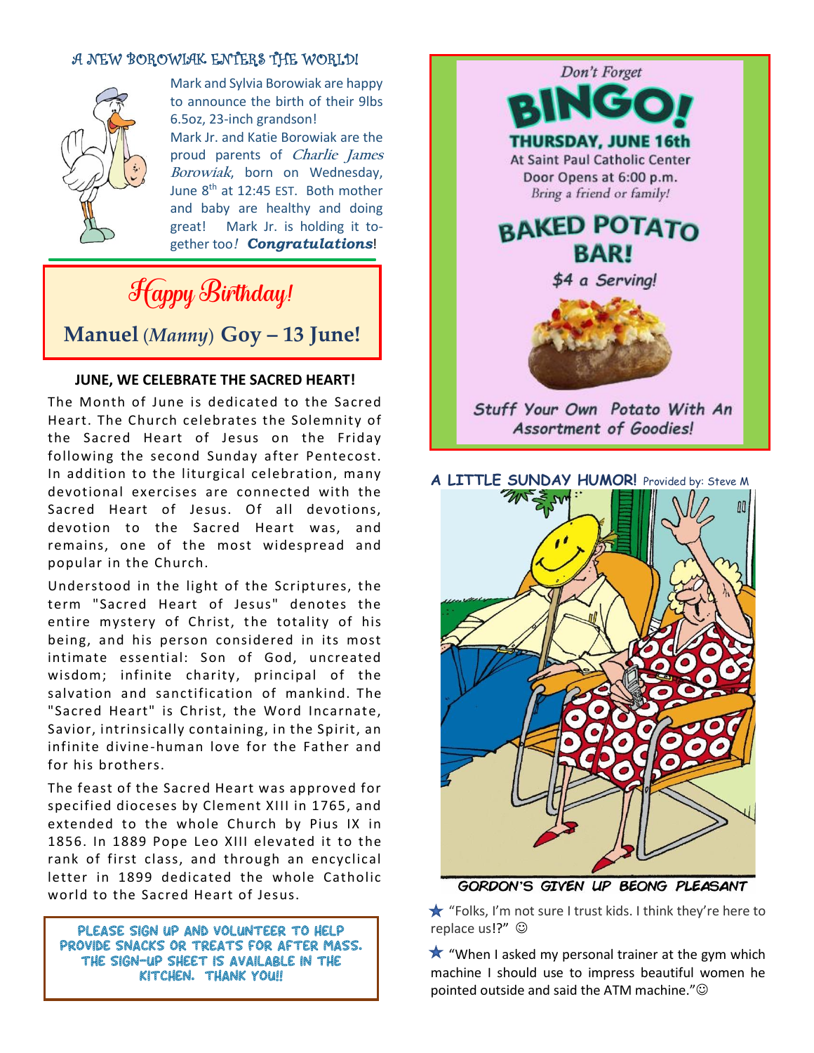## A NEW BOROWIAK ENTERS THE WORLD!

Mark and Sylvia Borowiak are happy to announce the birth of their 9lbs 6.5oz, 23-inch grandson!
Mark Jr. and Katie Borowiak are the proud parents of *Charlie James Borowiak*, born on Wednesday, June 8th at 12:45 EST. Both mother and baby are healthy and doing great! Mark Jr. is holding it together too*!* ***Congratulations***!

## Happy Birthday!

**Manuel** (*Manny*) **Goy – 13 June!**

### JUNE, WE CELEBRATE THE SACRED HEART!

The Month of June is dedicated to the Sacred Heart. The Church celebrates the Solemnity of the Sacred Heart of Jesus on the Friday following the second Sunday after Pentecost. In addition to the liturgical celebration, many devotional exercises are connected with the Sacred Heart of Jesus. Of all devotions, devotion to the Sacred Heart was, and remains, one of the most widespread and popular in the Church.

Understood in the light of the Scriptures, the term "Sacred Heart of Jesus" denotes the entire mystery of Christ, the totality of his being, and his person considered in its most intimate essential: Son of God, uncreated wisdom; infinite charity, principal of the salvation and sanctification of mankind. The "Sacred Heart" is Christ, the Word Incarnate, Savior, intrinsically containing, in the Spirit, an infinite divine-human love for the Father and for his brothers.

The feast of the Sacred Heart was approved for specified dioceses by Clement XIII in 1765, and extended to the whole Church by Pius IX in 1856. In 1889 Pope Leo XIII elevated it to the rank of first class, and through an encyclical letter in 1899 dedicated the whole Catholic world to the Sacred Heart of Jesus.

PLEASE SIGN UP AND VOLUNTEER TO HELP PROVIDE SNACKS OR TREATS FOR AFTER MASS. THE SIGN-UP SHEET IS AVAILABLE IN THE KITCHEN. THANK YOU!!

*Don't Forget*

# BINGO!

**THURSDAY, JUNE 16th**
At Saint Paul Catholic Center
Door Opens at 6:00 p.m.
*Bring a friend or family!*

## BAKED POTATO BAR!

*$4 a Serving!*

*Stuff Your Own Potato With An Assortment of Goodies!*

### A LITTLE SUNDAY HUMOR! Provided by: Steve M

GORDON'S GIVEN UP BEONG PLEASANT

★ "Folks, I'm not sure I trust kids. I think they're here to replace us!?" ☺

★ "When I asked my personal trainer at the gym which machine I should use to impress beautiful women he pointed outside and said the ATM machine."☺